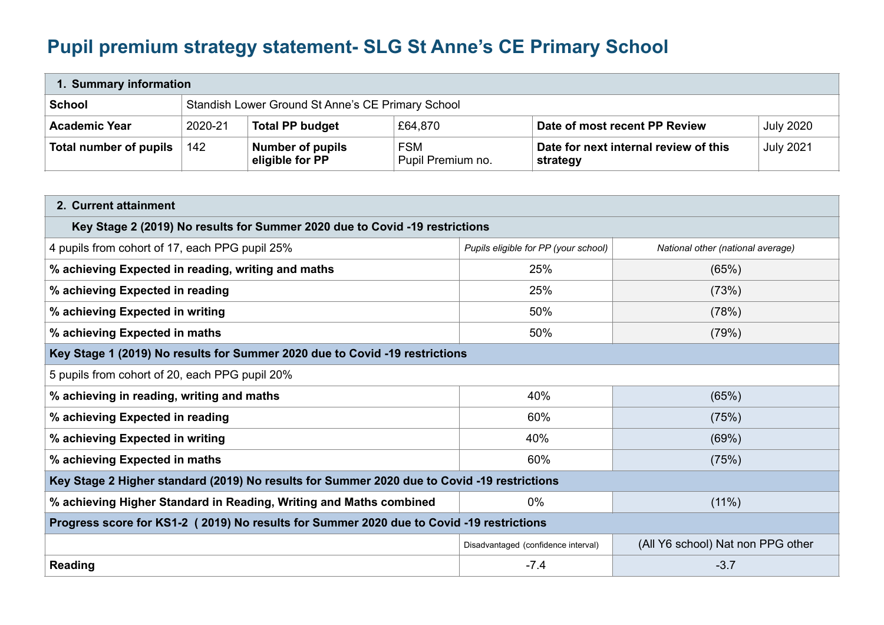# Pupil premium strategy statement- SLG St Anne's CE Primary School

| **1. Summary information** | | | | | |
|---|---|---|---|---|---|
| **School** | Standish Lower Ground St Anne's CE Primary School | | | | |
| **Academic Year** | 2020-21 | **Total PP budget** | £64,870 | **Date of most recent PP Review** | July 2020 |
| **Total number of pupils** | 142 | **Number of pupils eligible for PP** | FSM<br>Pupil Premium no. | **Date for next internal review of this strategy** | July 2021 |

| **2. Current attainment** | | |
|---|---|---|
| **Key Stage 2 (2019) No results for Summer 2020 due to Covid -19 restrictions** | | |
| 4 pupils from cohort of 17, each PPG pupil 25% | *Pupils eligible for PP (your school)* | *National other (national average)* |
| **% achieving Expected in reading, writing and maths** | 25% | (65%) |
| **% achieving Expected in reading** | 25% | (73%) |
| **% achieving Expected in writing** | 50% | (78%) |
| **% achieving Expected in maths** | 50% | (79%) |
| **Key Stage 1 (2019) No results for Summer 2020 due to Covid -19 restrictions** | | |
| 5 pupils from cohort of 20, each PPG pupil 20% | | |
| **% achieving in reading, writing and maths** | 40% | (65%) |
| **% achieving Expected in reading** | 60% | (75%) |
| **% achieving Expected in writing** | 40% | (69%) |
| **% achieving Expected in maths** | 60% | (75%) |
| **Key Stage 2 Higher standard (2019) No results for Summer 2020 due to Covid -19 restrictions** | | |
| **% achieving Higher Standard in Reading, Writing and Maths combined** | 0% | (11%) |
| **Progress score for KS1-2 ( 2019) No results for Summer 2020 due to Covid -19 restrictions** | | |
| | Disadvantaged (confidence interval) | (All Y6 school) Nat non PPG other |
| **Reading** | -7.4 | -3.7 |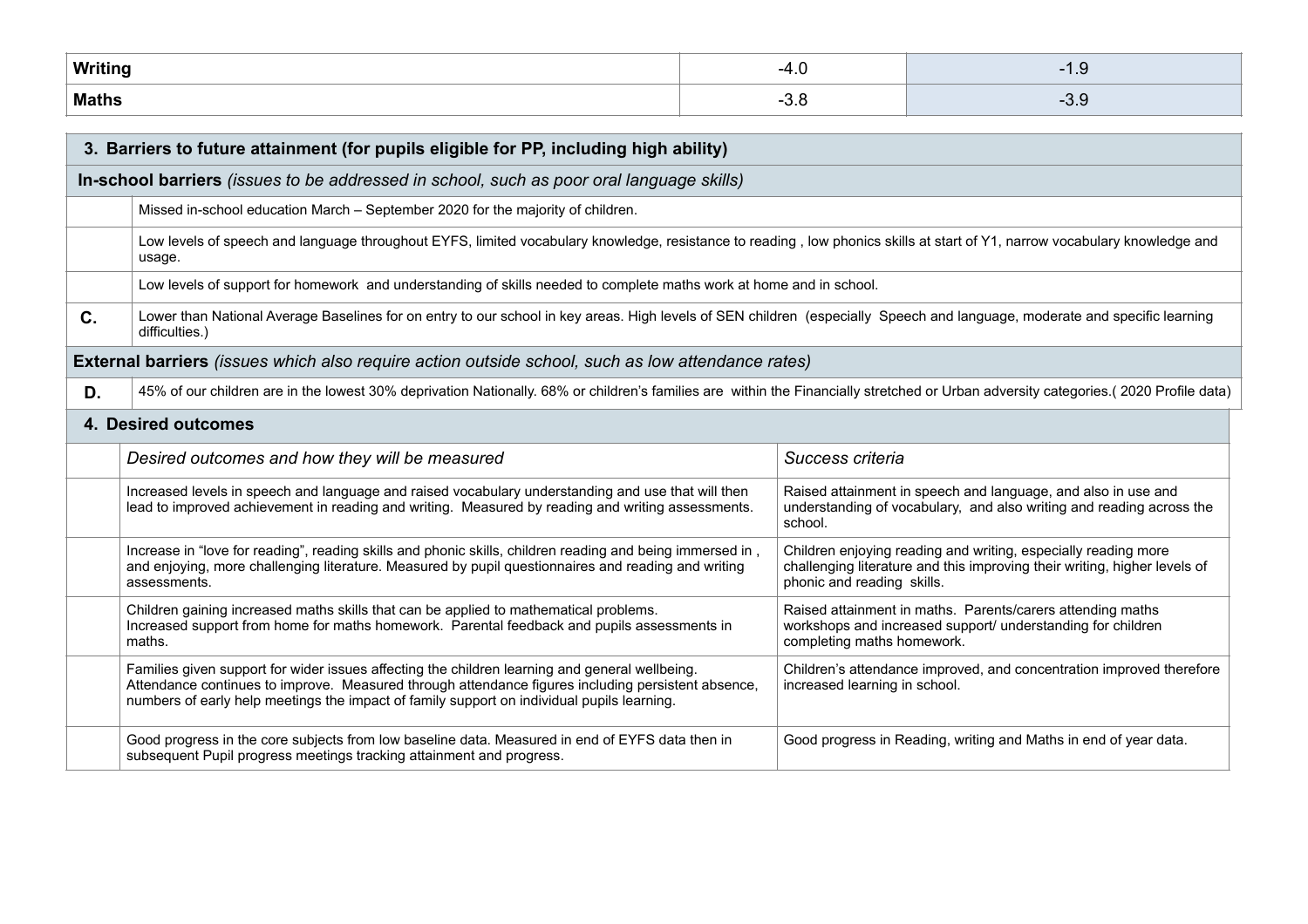| Writing | -4.0 | -1.9 |
|---|---|---|
| Maths | -3.8 | -3.9 |

| 3. Barriers to future attainment (for pupils eligible for PP, including high ability) | |
|---|---|
| **In-school barriers** *(issues to be addressed in school, such as poor oral language skills)* | |
| | Missed in-school education March – September 2020 for the majority of children. |
| | Low levels of speech and language throughout EYFS, limited vocabulary knowledge, resistance to reading , low phonics skills at start of Y1, narrow vocabulary knowledge and usage. |
| | Low levels of support for homework and understanding of skills needed to complete maths work at home and in school. |
| **C.** | Lower than National Average Baselines for on entry to our school in key areas. High levels of SEN children (especially Speech and language, moderate and specific learning difficulties.) |
| **External barriers** *(issues which also require action outside school, such as low attendance rates)* | |
| **D.** | 45% of our children are in the lowest 30% deprivation Nationally. 68% or children's families are within the Financially stretched or Urban adversity categories.( 2020 Profile data) |

| 4. Desired outcomes | | |
|---|---|---|
| | *Desired outcomes and how they will be measured* | *Success criteria* |
| | Increased levels in speech and language and raised vocabulary understanding and use that will then lead to improved achievement in reading and writing. Measured by reading and writing assessments. | Raised attainment in speech and language, and also in use and understanding of vocabulary, and also writing and reading across the school. |
| | Increase in "love for reading", reading skills and phonic skills, children reading and being immersed in , and enjoying, more challenging literature. Measured by pupil questionnaires and reading and writing assessments. | Children enjoying reading and writing, especially reading more challenging literature and this improving their writing, higher levels of phonic and reading skills. |
| | Children gaining increased maths skills that can be applied to mathematical problems.<br>Increased support from home for maths homework. Parental feedback and pupils assessments in maths. | Raised attainment in maths. Parents/carers attending maths workshops and increased support/ understanding for children completing maths homework. |
| | Families given support for wider issues affecting the children learning and general wellbeing.<br>Attendance continues to improve. Measured through attendance figures including persistent absence, numbers of early help meetings the impact of family support on individual pupils learning. | Children's attendance improved, and concentration improved therefore increased learning in school. |
| | Good progress in the core subjects from low baseline data. Measured in end of EYFS data then in subsequent Pupil progress meetings tracking attainment and progress. | Good progress in Reading, writing and Maths in end of year data. |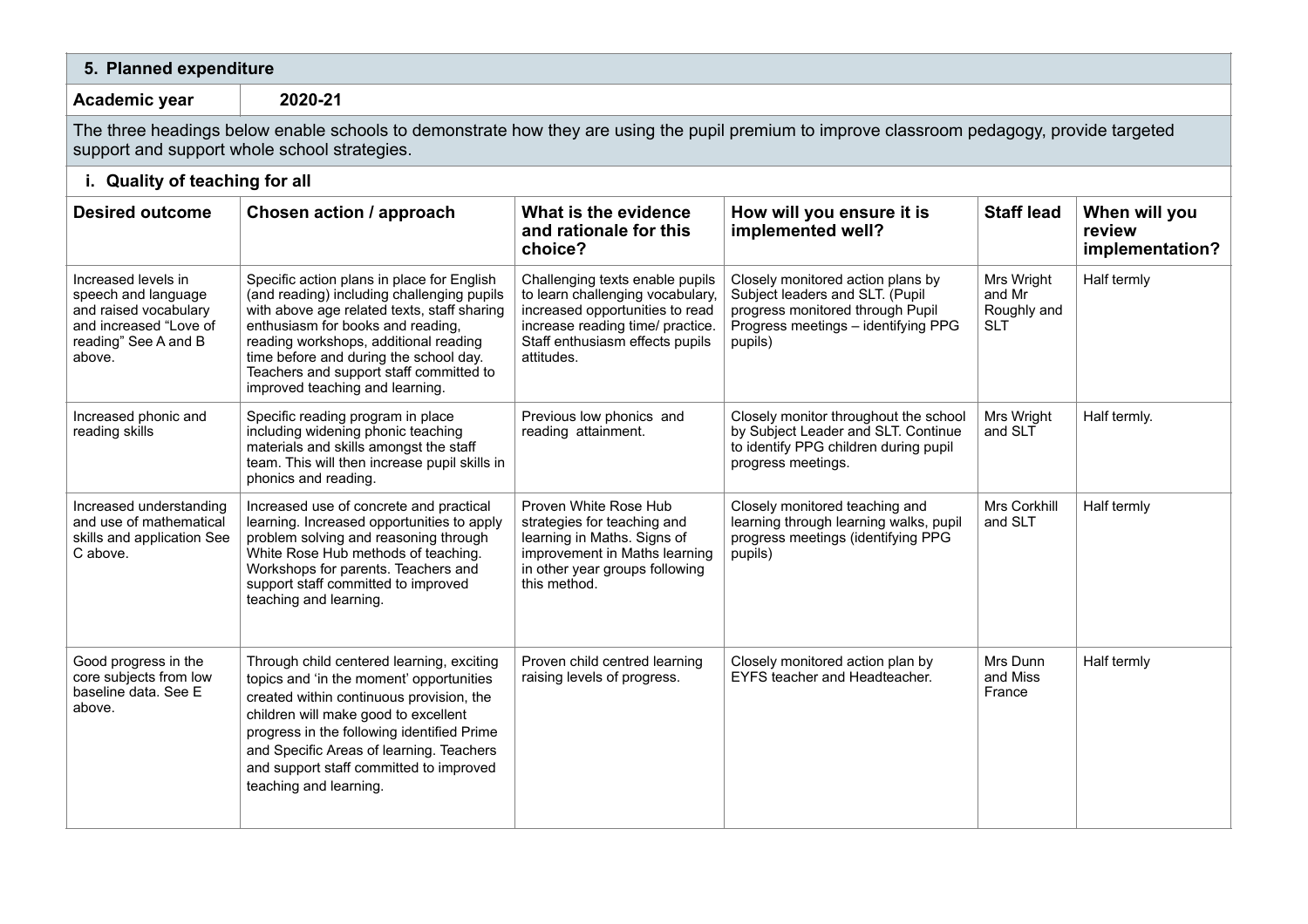## 5. Planned expenditure

**Academic year** 2020-21

The three headings below enable schools to demonstrate how they are using the pupil premium to improve classroom pedagogy, provide targeted support and support whole school strategies.

### i. Quality of teaching for all

| Desired outcome | Chosen action / approach | What is the evidence and rationale for this choice? | How will you ensure it is implemented well? | Staff lead | When will you review implementation? |
|---|---|---|---|---|---|
| Increased levels in speech and language and raised vocabulary and increased "Love of reading" See A and B above. | Specific action plans in place for English (and reading) including challenging pupils with above age related texts, staff sharing enthusiasm for books and reading, reading workshops, additional reading time before and during the school day. Teachers and support staff committed to improved teaching and learning. | Challenging texts enable pupils to learn challenging vocabulary, increased opportunities to read increase reading time/ practice. Staff enthusiasm effects pupils attitudes. | Closely monitored action plans by Subject leaders and SLT. (Pupil progress monitored through Pupil Progress meetings – identifying PPG pupils) | Mrs Wright and Mr Roughly and SLT | Half termly |
| Increased phonic and reading skills | Specific reading program in place including widening phonic teaching materials and skills amongst the staff team. This will then increase pupil skills in phonics and reading. | Previous low phonics and reading attainment. | Closely monitor throughout the school by Subject Leader and SLT. Continue to identify PPG children during pupil progress meetings. | Mrs Wright and SLT | Half termly. |
| Increased understanding and use of mathematical skills and application See C above. | Increased use of concrete and practical learning. Increased opportunities to apply problem solving and reasoning through White Rose Hub methods of teaching. Workshops for parents. Teachers and support staff committed to improved teaching and learning. | Proven White Rose Hub strategies for teaching and learning in Maths. Signs of improvement in Maths learning in other year groups following this method. | Closely monitored teaching and learning through learning walks, pupil progress meetings (identifying PPG pupils) | Mrs Corkhill and SLT | Half termly |
| Good progress in the core subjects from low baseline data. See E above. | Through child centered learning, exciting topics and 'in the moment' opportunities created within continuous provision, the children will make good to excellent progress in the following identified Prime and Specific Areas of learning. Teachers and support staff committed to improved teaching and learning. | Proven child centred learning raising levels of progress. | Closely monitored action plan by EYFS teacher and Headteacher. | Mrs Dunn and Miss France | Half termly |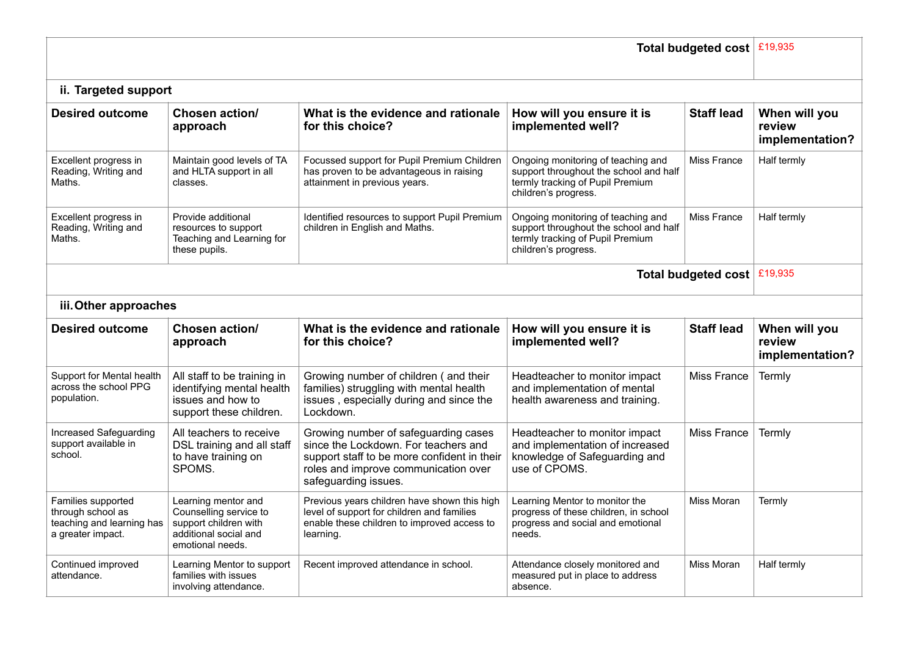| | | | | Total budgeted cost | £19,935 |
|---|---|---|---|---|---|

### ii. Targeted support

| Desired outcome | Chosen action/ approach | What is the evidence and rationale for this choice? | How will you ensure it is implemented well? | Staff lead | When will you review implementation? |
|---|---|---|---|---|---|
| Excellent progress in Reading, Writing and Maths. | Maintain good levels of TA and HLTA support in all classes. | Focussed support for Pupil Premium Children has proven to be advantageous in raising attainment in previous years. | Ongoing monitoring of teaching and support throughout the school and half termly tracking of Pupil Premium children's progress. | Miss France | Half termly |
| Excellent progress in Reading, Writing and Maths. | Provide additional resources to support Teaching and Learning for these pupils. | Identified resources to support Pupil Premium children in English and Maths. | Ongoing monitoring of teaching and support throughout the school and half termly tracking of Pupil Premium children's progress. | Miss France | Half termly |
| | | | | **Total budgeted cost** | £19,935 |

### iii. Other approaches

| Desired outcome | Chosen action/ approach | What is the evidence and rationale for this choice? | How will you ensure it is implemented well? | Staff lead | When will you review implementation? |
|---|---|---|---|---|---|
| Support for Mental health across the school PPG population. | All staff to be training in identifying mental health issues and how to support these children. | Growing number of children ( and their families) struggling with mental health issues , especially during and since the Lockdown. | Headteacher to monitor impact and implementation of mental health awareness and training. | Miss France | Termly |
| Increased Safeguarding support available in school. | All teachers to receive DSL training and all staff to have training on SPOMS. | Growing number of safeguarding cases since the Lockdown. For teachers and support staff to be more confident in their roles and improve communication over safeguarding issues. | Headteacher to monitor impact and implementation of increased knowledge of Safeguarding and use of CPOMS. | Miss France | Termly |
| Families supported through school as teaching and learning has a greater impact. | Learning mentor and Counselling service to support children with additional social and emotional needs. | Previous years children have shown this high level of support for children and families enable these children to improved access to learning. | Learning Mentor to monitor the progress of these children, in school progress and social and emotional needs. | Miss Moran | Termly |
| Continued improved attendance. | Learning Mentor to support families with issues involving attendance. | Recent improved attendance in school. | Attendance closely monitored and measured put in place to address absence. | Miss Moran | Half termly |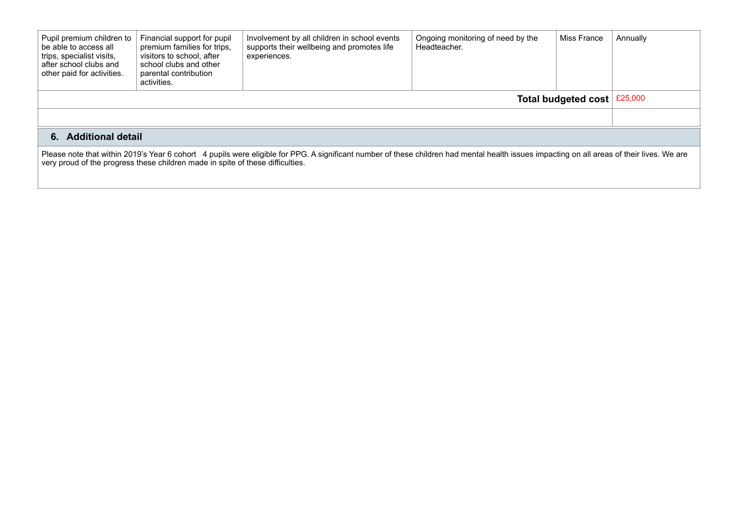| | | | | | |
|---|---|---|---|---|---|
| Pupil premium children to be able to access all trips, specialist visits, after school clubs and other paid for activities. | Financial support for pupil premium families for trips, visitors to school, after school clubs and other parental contribution activities. | Involvement by all children in school events supports their wellbeing and promotes life experiences. | Ongoing monitoring of need by the Headteacher. | Miss France | Annually |
| | | | | **Total budgeted cost** | £25,000 |
| | | | | | |

## 6. Additional detail

Please note that within 2019's Year 6 cohort 4 pupils were eligible for PPG. A significant number of these children had mental health issues impacting on all areas of their lives. We are very proud of the progress these children made in spite of these difficulties.